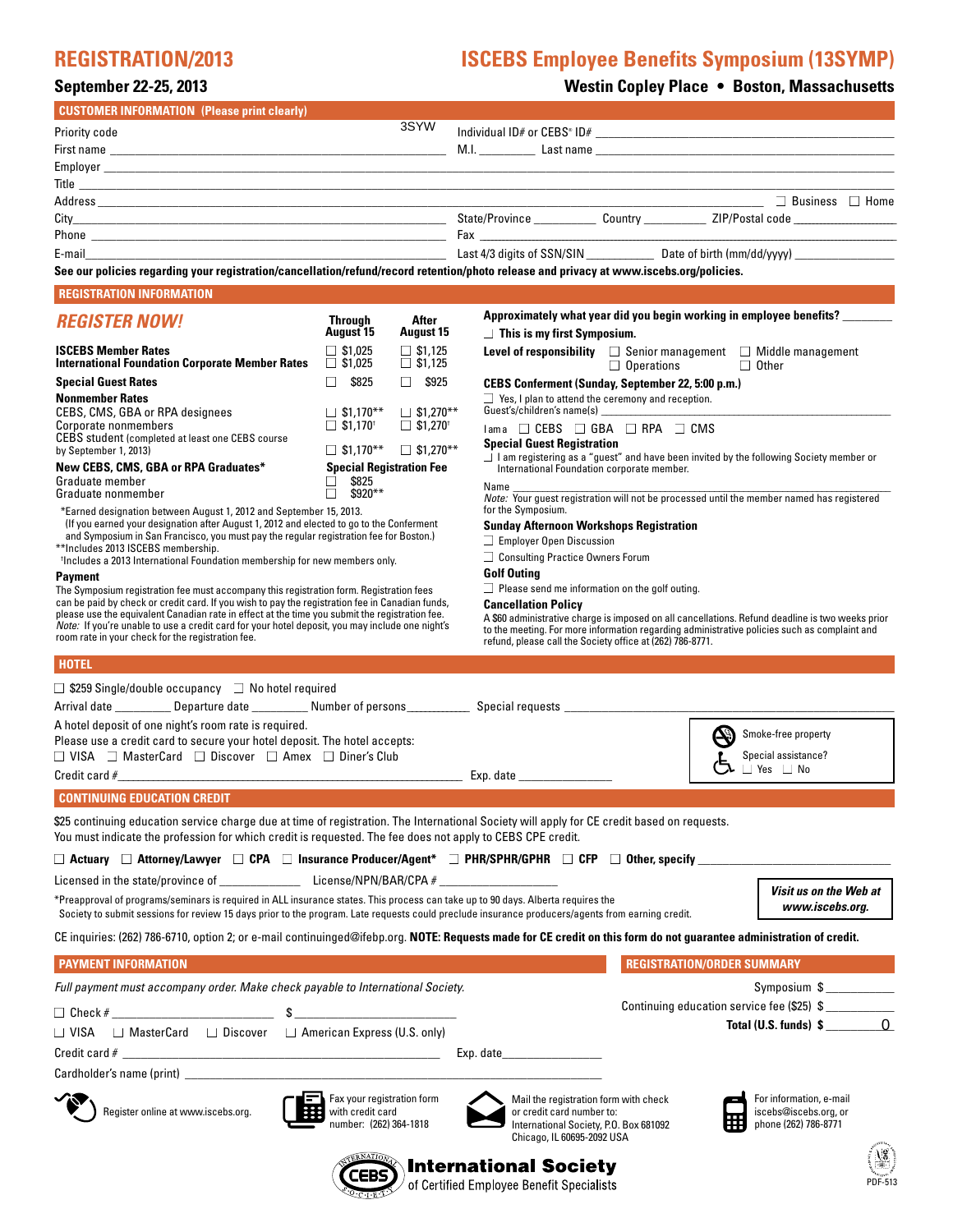# REGISTRATION/2013

# ISCEBS Employee Benefits Symposium (13SYMP)

**September 22-25, 2013**

**Westin Copley Place • Boston, Massachusetts**

## CUSTOMER INFORMATION (Please print clearly)

Priority code 3SYW Individual ID# or CEBS® ID# ____________

First name ____________ M.I. ________ Last name ____________

Employer ____________

Title ____________

Address ____________ ☐ Business ☐ Home

City ____________ State/Province ________ Country ________ ZIP/Postal code ________

Phone ____________ Fax ____________

E-mail ____________ Last 4/3 digits of SSN/SIN ________ Date of birth (mm/dd/yyyy) ________

**See our policies regarding your registration/cancellation/refund/record retention/photo release and privacy at www.iscebs.org/policies.**

## REGISTRATION INFORMATION

### *REGISTER NOW!*

| | Through August 15 | After August 15 |
|---|---|---|
| **ISCEBS Member Rates** | ☐ $1,025 | ☐ $1,125 |
| **International Foundation Corporate Member Rates** | ☐ $1,025 | ☐ $1,125 |
| **Special Guest Rates** | ☐ $825 | ☐ $925 |
| **Nonmember Rates** | | |
| CEBS, CMS, GBA or RPA designees | ☐ $1,170** | ☐ $1,270** |
| Corporate nonmembers | ☐ $1,170† | ☐ $1,270† |
| CEBS student (completed at least one CEBS course by September 1, 2013) | ☐ $1,170** | ☐ $1,270** |
| **New CEBS, CMS, GBA or RPA Graduates*** | **Special Registration Fee** | |
| Graduate member | ☐ $825 | |
| Graduate nonmember | ☐ $920** | |

*Earned designation between August 1, 2012 and September 15, 2013.
(If you earned your designation after August 1, 2012 and elected to go to the Conferment and Symposium in San Francisco, you must pay the regular registration fee for Boston.)
**Includes 2013 ISCEBS membership.
†Includes a 2013 International Foundation membership for new members only.

**Payment**

The Symposium registration fee must accompany this registration form. Registration fees can be paid by check or credit card. If you wish to pay the registration fee in Canadian funds, please use the equivalent Canadian rate in effect at the time you submit the registration fee. *Note:* If you're unable to use a credit card for your hotel deposit, you may include one night's room rate in your check for the registration fee.

**Approximately what year did you begin working in employee benefits?** ________

☐ **This is my first Symposium.**

**Level of responsibility** ☐ Senior management ☐ Middle management ☐ Operations ☐ Other

**CEBS Conferment (Sunday, September 22, 5:00 p.m.)**

☐ Yes, I plan to attend the ceremony and reception.

Guest's/children's name(s) ____________

I am a ☐ CEBS ☐ GBA ☐ RPA ☐ CMS

**Special Guest Registration**

☐ I am registering as a "guest" and have been invited by the following Society member or International Foundation corporate member.

Name ____________

*Note:* Your guest registration will not be processed until the member named has registered for the Symposium.

**Sunday Afternoon Workshops Registration**

☐ Employer Open Discussion

☐ Consulting Practice Owners Forum

**Golf Outing**

☐ Please send me information on the golf outing.

**Cancellation Policy**

A $60 administrative charge is imposed on all cancellations. Refund deadline is two weeks prior to the meeting. For more information regarding administrative policies such as complaint and refund, please call the Society office at (262) 786-8771.

## HOTEL

☐ $259 Single/double occupancy ☐ No hotel required

Arrival date ________ Departure date ________ Number of persons ________ Special requests ____________

A hotel deposit of one night's room rate is required.
Please use a credit card to secure your hotel deposit. The hotel accepts:
☐ VISA ☐ MasterCard ☐ Discover ☐ Amex ☐ Diner's Club

Credit card # ____________ Exp. date ________

Smoke-free property

Special assistance? ☐ Yes ☐ No

## CONTINUING EDUCATION CREDIT

$25 continuing education service charge due at time of registration. The International Society will apply for CE credit based on requests. You must indicate the profession for which credit is requested. The fee does not apply to CEBS CPE credit.

☐ **Actuary** ☐ **Attorney/Lawyer** ☐ **CPA** ☐ **Insurance Producer/Agent*** ☐ **PHR/SPHR/GPHR** ☐ **CFP** ☐ **Other, specify** ________

Licensed in the state/province of ________ License/NPN/BAR/CPA # ________

*Preapproval of programs/seminars is required in ALL insurance states. This process can take up to 90 days. Alberta requires the Society to submit sessions for review 15 days prior to the program. Late requests could preclude insurance producers/agents from earning credit.

***Visit us on the Web at www.iscebs.org.***

CE inquiries: (262) 786-6710, option 2; or e-mail continuinged@ifebp.org. **NOTE: Requests made for CE credit on this form do not guarantee administration of credit.**

## PAYMENT INFORMATION

*Full payment must accompany order. Make check payable to International Society.*

☐ Check # ____________ $ ____________

☐ VISA ☐ MasterCard ☐ Discover ☐ American Express (U.S. only)

Credit card # ____________ Exp. date ________

Cardholder's name (print) ____________

## REGISTRATION/ORDER SUMMARY

Symposium $ ________

Continuing education service fee ($25) $ ________

**Total (U.S. funds) $** 0

Register online at www.iscebs.org.

Fax your registration form with credit card number: (262) 364-1818

Mail the registration form with check or credit card number to: International Society, P.O. Box 681092 Chicago, IL 60695-2092 USA

For information, e-mail iscebs@iscebs.org, or phone (262) 786-8771

**International Society** of Certified Employee Benefit Specialists

PDF-513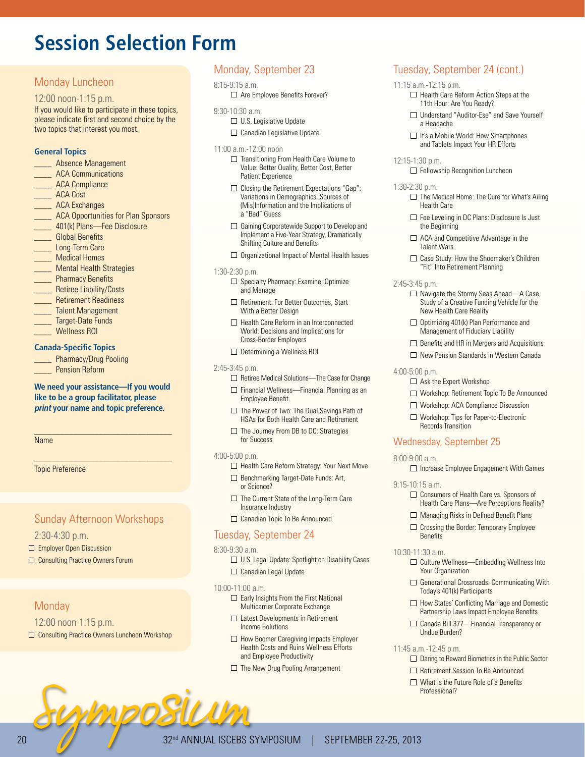# Session Selection Form

## Monday Luncheon

12:00 noon-1:15 p.m.

If you would like to participate in these topics, please indicate first and second choice by the two topics that interest you most.

### General Topics

- ____ Absence Management
- ____ ACA Communications
- ____ ACA Compliance
- ____ ACA Cost
- ____ ACA Exchanges
- ____ ACA Opportunities for Plan Sponsors
- ____ 401(k) Plans—Fee Disclosure
- ____ Global Benefits
- ____ Long-Term Care
- ____ Medical Homes
- ____ Mental Health Strategies
- ____ Pharmacy Benefits
- ____ Retiree Liability/Costs
- ____ Retirement Readiness
- ____ Talent Management
- ____ Target-Date Funds
- ____ Wellness ROI

### Canada-Specific Topics

- ____ Pharmacy/Drug Pooling
- ____ Pension Reform

**We need your assistance—If you would like to be a group facilitator, please *print* your name and topic preference.**

______________________________
Name

______________________________
Topic Preference

## Sunday Afternoon Workshops

2:30-4:30 p.m.

- ☐ Employer Open Discussion
- ☐ Consulting Practice Owners Forum

## Monday

12:00 noon-1:15 p.m.

- ☐ Consulting Practice Owners Luncheon Workshop

## Monday, September 23

8:15-9:15 a.m.

- ☐ Are Employee Benefits Forever?

9:30-10:30 a.m.

- ☐ U.S. Legislative Update
- ☐ Canadian Legislative Update

11:00 a.m.-12:00 noon

- ☐ Transitioning From Health Care Volume to Value: Better Quality, Better Cost, Better Patient Experience
- ☐ Closing the Retirement Expectations "Gap": Variations in Demographics, Sources of (Mis)Information and the Implications of a "Bad" Guess
- ☐ Gaining Corporatewide Support to Develop and Implement a Five-Year Strategy, Dramatically Shifting Culture and Benefits
- ☐ Organizational Impact of Mental Health Issues

1:30-2:30 p.m.

- ☐ Specialty Pharmacy: Examine, Optimize and Manage
- ☐ Retirement: For Better Outcomes, Start With a Better Design
- ☐ Health Care Reform in an Interconnected World: Decisions and Implications for Cross-Border Employers
- ☐ Determining a Wellness ROI

2:45-3:45 p.m.

- ☐ Retiree Medical Solutions—The Case for Change
- ☐ Financial Wellness—Financial Planning as an Employee Benefit
- ☐ The Power of Two: The Dual Savings Path of HSAs for Both Health Care and Retirement
- ☐ The Journey From DB to DC: Strategies for Success

4:00-5:00 p.m.

- ☐ Health Care Reform Strategy: Your Next Move
- ☐ Benchmarking Target-Date Funds: Art, or Science?
- ☐ The Current State of the Long-Term Care Insurance Industry
- ☐ Canadian Topic To Be Announced

## Tuesday, September 24

8:30-9:30 a.m.

- ☐ U.S. Legal Update: Spotlight on Disability Cases
- ☐ Canadian Legal Update

10:00-11:00 a.m.

- ☐ Early Insights From the First National Multicarrier Corporate Exchange
- ☐ Latest Developments in Retirement Income Solutions
- ☐ How Boomer Caregiving Impacts Employer Health Costs and Ruins Wellness Efforts and Employee Productivity
- ☐ The New Drug Pooling Arrangement

## Tuesday, September 24 (cont.)

11:15 a.m.-12:15 p.m.

- ☐ Health Care Reform Action Steps at the 11th Hour: Are You Ready?
- ☐ Understand "Auditor-Ese" and Save Yourself a Headache
- ☐ It's a Mobile World: How Smartphones and Tablets Impact Your HR Efforts

12:15-1:30 p.m.

- ☐ Fellowship Recognition Luncheon

1:30-2:30 p.m.

- ☐ The Medical Home: The Cure for What's Ailing Health Care
- ☐ Fee Leveling in DC Plans: Disclosure Is Just the Beginning
- ☐ ACA and Competitive Advantage in the Talent Wars
- ☐ Case Study: How the Shoemaker's Children "Fit" Into Retirement Planning

2:45-3:45 p.m.

- ☐ Navigate the Stormy Seas Ahead—A Case Study of a Creative Funding Vehicle for the New Health Care Reality
- ☐ Optimizing 401(k) Plan Performance and Management of Fiduciary Liability
- ☐ Benefits and HR in Mergers and Acquisitions
- ☐ New Pension Standards in Western Canada

4:00-5:00 p.m.

- ☐ Ask the Expert Workshop
- ☐ Workshop: Retirement Topic To Be Announced
- ☐ Workshop: ACA Compliance Discussion
- ☐ Workshop: Tips for Paper-to-Electronic Records Transition

## Wednesday, September 25

8:00-9:00 a.m.

- ☐ Increase Employee Engagement With Games

9:15-10:15 a.m.

- ☐ Consumers of Health Care vs. Sponsors of Health Care Plans—Are Perceptions Reality?
- ☐ Managing Risks in Defined Benefit Plans
- ☐ Crossing the Border: Temporary Employee Benefits

10:30-11:30 a.m.

- ☐ Culture Wellness—Embedding Wellness Into Your Organization
- ☐ Generational Crossroads: Communicating With Today's 401(k) Participants
- ☐ How States' Conflicting Marriage and Domestic Partnership Laws Impact Employee Benefits
- ☐ Canada Bill 377—Financial Transparency or Undue Burden?

11:45 a.m.-12:45 p.m.

- ☐ Daring to Reward Biometrics in the Public Sector
- ☐ Retirement Session To Be Announced
- ☐ What Is the Future Role of a Benefits Professional?